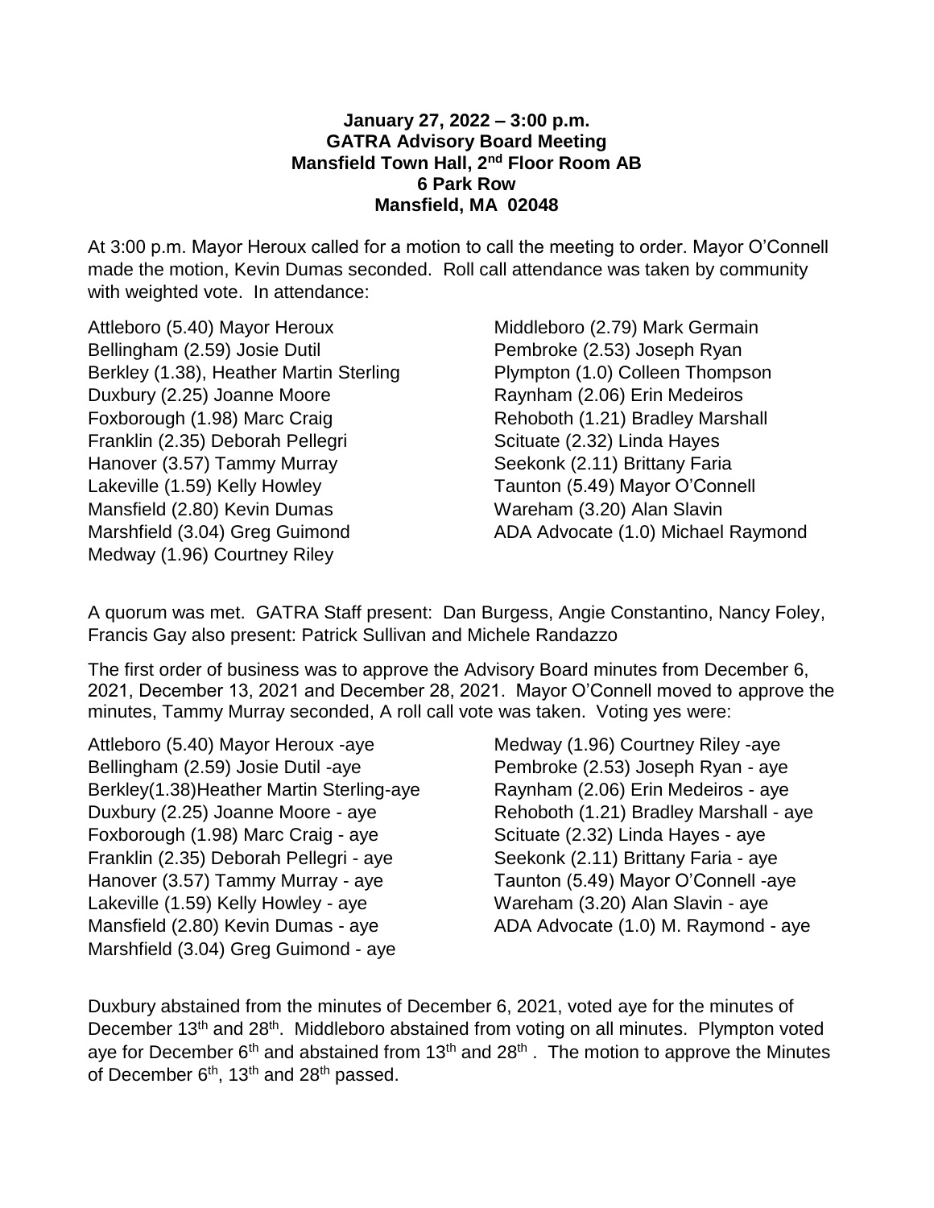**January 27, 2022 – 3:00 p.m.**
**GATRA Advisory Board Meeting**
**Mansfield Town Hall, 2nd Floor Room AB**
**6 Park Row**
**Mansfield, MA 02048**

At 3:00 p.m. Mayor Heroux called for a motion to call the meeting to order. Mayor O'Connell made the motion, Kevin Dumas seconded. Roll call attendance was taken by community with weighted vote. In attendance:

Attleboro (5.40) Mayor Heroux
Bellingham (2.59) Josie Dutil
Berkley (1.38), Heather Martin Sterling
Duxbury (2.25) Joanne Moore
Foxborough (1.98) Marc Craig
Franklin (2.35) Deborah Pellegri
Hanover (3.57) Tammy Murray
Lakeville (1.59) Kelly Howley
Mansfield (2.80) Kevin Dumas
Marshfield (3.04) Greg Guimond
Medway (1.96) Courtney Riley
Middleboro (2.79) Mark Germain
Pembroke (2.53) Joseph Ryan
Plympton (1.0) Colleen Thompson
Raynham (2.06) Erin Medeiros
Rehoboth (1.21) Bradley Marshall
Scituate (2.32) Linda Hayes
Seekonk (2.11) Brittany Faria
Taunton (5.49) Mayor O'Connell
Wareham (3.20) Alan Slavin
ADA Advocate (1.0) Michael Raymond

A quorum was met. GATRA Staff present: Dan Burgess, Angie Constantino, Nancy Foley, Francis Gay also present: Patrick Sullivan and Michele Randazzo

The first order of business was to approve the Advisory Board minutes from December 6, 2021, December 13, 2021 and December 28, 2021. Mayor O'Connell moved to approve the minutes, Tammy Murray seconded, A roll call vote was taken. Voting yes were:

Attleboro (5.40) Mayor Heroux -aye
Bellingham (2.59) Josie Dutil -aye
Berkley(1.38)Heather Martin Sterling-aye
Duxbury (2.25) Joanne Moore - aye
Foxborough (1.98) Marc Craig - aye
Franklin (2.35) Deborah Pellegri - aye
Hanover (3.57) Tammy Murray - aye
Lakeville (1.59) Kelly Howley - aye
Mansfield (2.80) Kevin Dumas - aye
Marshfield (3.04) Greg Guimond - aye
Medway (1.96) Courtney Riley -aye
Pembroke (2.53) Joseph Ryan - aye
Raynham (2.06) Erin Medeiros - aye
Rehoboth (1.21) Bradley Marshall - aye
Scituate (2.32) Linda Hayes - aye
Seekonk (2.11) Brittany Faria - aye
Taunton (5.49) Mayor O'Connell -aye
Wareham (3.20) Alan Slavin - aye
ADA Advocate (1.0) M. Raymond - aye

Duxbury abstained from the minutes of December 6, 2021, voted aye for the minutes of December 13th and 28th. Middleboro abstained from voting on all minutes. Plympton voted aye for December 6th and abstained from 13th and 28th . The motion to approve the Minutes of December 6th, 13th and 28th passed.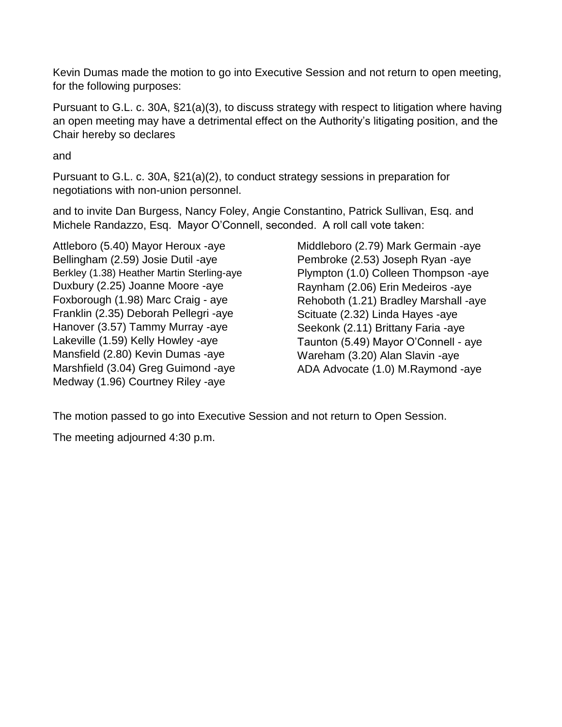Kevin Dumas made the motion to go into Executive Session and not return to open meeting, for the following purposes:

Pursuant to G.L. c. 30A, §21(a)(3), to discuss strategy with respect to litigation where having an open meeting may have a detrimental effect on the Authority's litigating position, and the Chair hereby so declares

and

Pursuant to G.L. c. 30A, §21(a)(2), to conduct strategy sessions in preparation for negotiations with non-union personnel.

and to invite Dan Burgess, Nancy Foley, Angie Constantino, Patrick Sullivan, Esq. and Michele Randazzo, Esq. Mayor O'Connell, seconded. A roll call vote taken:

Attleboro (5.40) Mayor Heroux -aye
Bellingham (2.59) Josie Dutil -aye
Berkley (1.38) Heather Martin Sterling-aye
Duxbury (2.25) Joanne Moore -aye
Foxborough (1.98) Marc Craig - aye
Franklin (2.35) Deborah Pellegri -aye
Hanover (3.57) Tammy Murray -aye
Lakeville (1.59) Kelly Howley -aye
Mansfield (2.80) Kevin Dumas -aye
Marshfield (3.04) Greg Guimond -aye
Medway (1.96) Courtney Riley -aye
Middleboro (2.79) Mark Germain -aye
Pembroke (2.53) Joseph Ryan -aye
Plympton (1.0) Colleen Thompson -aye
Raynham (2.06) Erin Medeiros -aye
Rehoboth (1.21) Bradley Marshall -aye
Scituate (2.32) Linda Hayes -aye
Seekonk (2.11) Brittany Faria -aye
Taunton (5.49) Mayor O'Connell - aye
Wareham (3.20) Alan Slavin -aye
ADA Advocate (1.0) M.Raymond -aye

The motion passed to go into Executive Session and not return to Open Session.

The meeting adjourned 4:30 p.m.